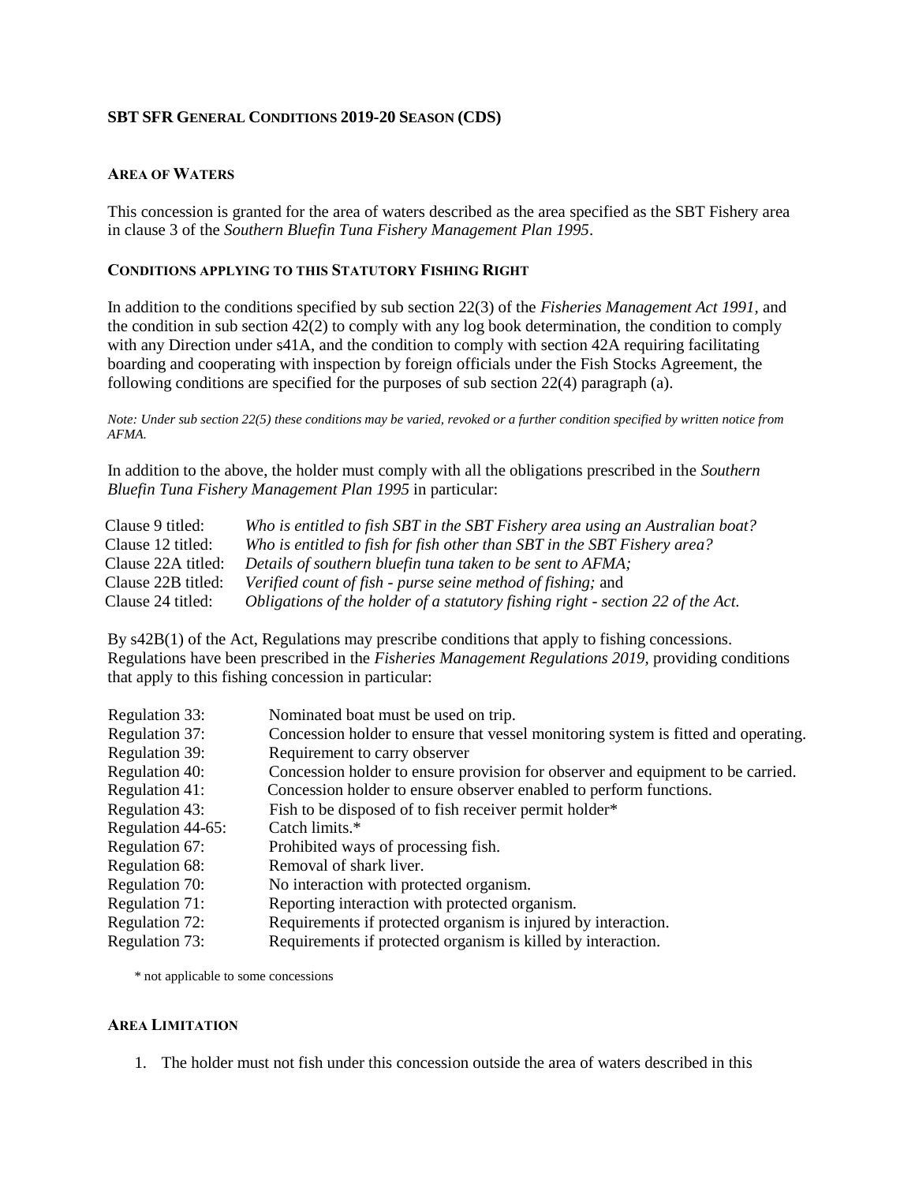**SBT SFR GENERAL CONDITIONS 2019-20 SEASON (CDS)**

**AREA OF WATERS**

This concession is granted for the area of waters described as the area specified as the SBT Fishery area in clause 3 of the *Southern Bluefin Tuna Fishery Management Plan 1995*.

**CONDITIONS APPLYING TO THIS STATUTORY FISHING RIGHT**

In addition to the conditions specified by sub section 22(3) of the *Fisheries Management Act 1991,* and the condition in sub section 42(2) to comply with any log book determination, the condition to comply with any Direction under s41A, and the condition to comply with section 42A requiring facilitating boarding and cooperating with inspection by foreign officials under the Fish Stocks Agreement, the following conditions are specified for the purposes of sub section 22(4) paragraph (a).

*Note: Under sub section 22(5) these conditions may be varied, revoked or a further condition specified by written notice from AFMA.*

In addition to the above, the holder must comply with all the obligations prescribed in the *Southern Bluefin Tuna Fishery Management Plan 1995* in particular:

| | |
|---|---|
| Clause 9 titled: | *Who is entitled to fish SBT in the SBT Fishery area using an Australian boat?* |
| Clause 12 titled: | *Who is entitled to fish for fish other than SBT in the SBT Fishery area?* |
| Clause 22A titled: | *Details of southern bluefin tuna taken to be sent to AFMA;* |
| Clause 22B titled: | *Verified count of fish - purse seine method of fishing;* and |
| Clause 24 titled: | *Obligations of the holder of a statutory fishing right - section 22 of the Act.* |

By s42B(1) of the Act, Regulations may prescribe conditions that apply to fishing concessions. Regulations have been prescribed in the *Fisheries Management Regulations 2019,* providing conditions that apply to this fishing concession in particular:

| | |
|---|---|
| Regulation 33: | Nominated boat must be used on trip. |
| Regulation 37: | Concession holder to ensure that vessel monitoring system is fitted and operating. |
| Regulation 39: | Requirement to carry observer |
| Regulation 40: | Concession holder to ensure provision for observer and equipment to be carried. |
| Regulation 41: | Concession holder to ensure observer enabled to perform functions. |
| Regulation 43: | Fish to be disposed of to fish receiver permit holder* |
| Regulation 44-65: | Catch limits.* |
| Regulation 67: | Prohibited ways of processing fish. |
| Regulation 68: | Removal of shark liver. |
| Regulation 70: | No interaction with protected organism. |
| Regulation 71: | Reporting interaction with protected organism. |
| Regulation 72: | Requirements if protected organism is injured by interaction. |
| Regulation 73: | Requirements if protected organism is killed by interaction. |

\* not applicable to some concessions

**AREA LIMITATION**

1. The holder must not fish under this concession outside the area of waters described in this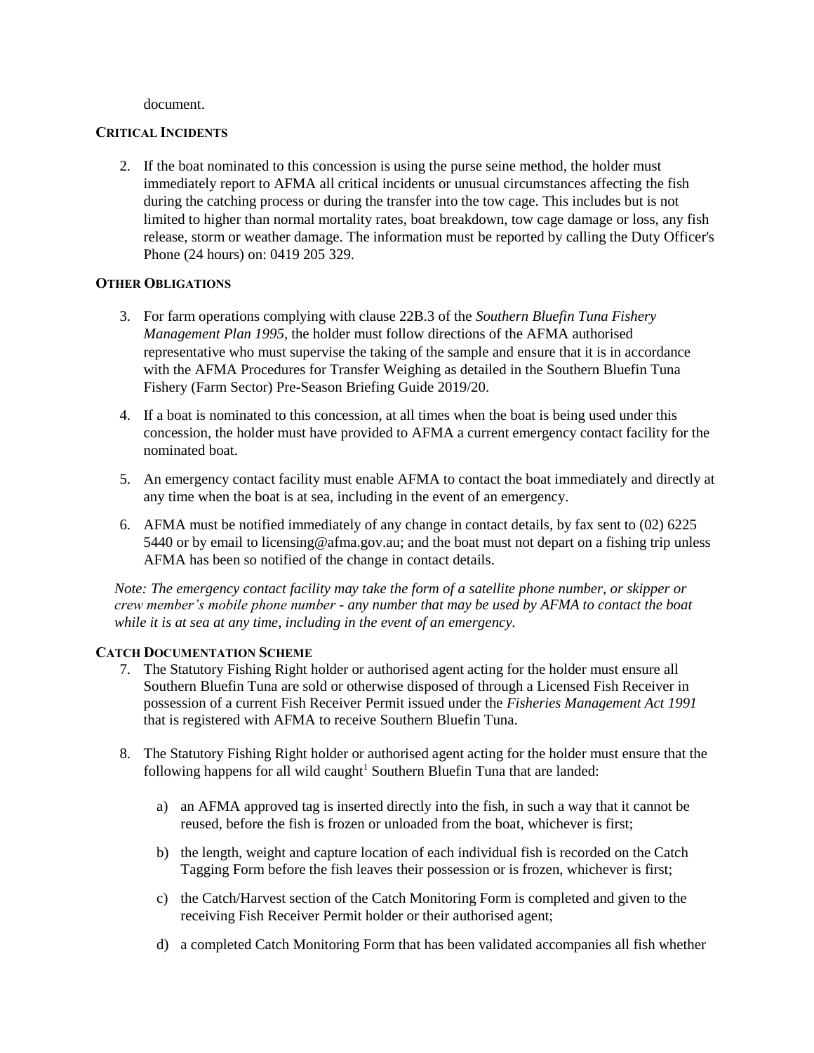document.

### Critical Incidents

2. If the boat nominated to this concession is using the purse seine method, the holder must immediately report to AFMA all critical incidents or unusual circumstances affecting the fish during the catching process or during the transfer into the tow cage. This includes but is not limited to higher than normal mortality rates, boat breakdown, tow cage damage or loss, any fish release, storm or weather damage. The information must be reported by calling the Duty Officer's Phone (24 hours) on: 0419 205 329.

### Other Obligations

3. For farm operations complying with clause 22B.3 of the *Southern Bluefin Tuna Fishery Management Plan 1995*, the holder must follow directions of the AFMA authorised representative who must supervise the taking of the sample and ensure that it is in accordance with the AFMA Procedures for Transfer Weighing as detailed in the Southern Bluefin Tuna Fishery (Farm Sector) Pre-Season Briefing Guide 2019/20.
4. If a boat is nominated to this concession, at all times when the boat is being used under this concession, the holder must have provided to AFMA a current emergency contact facility for the nominated boat.
5. An emergency contact facility must enable AFMA to contact the boat immediately and directly at any time when the boat is at sea, including in the event of an emergency.
6. AFMA must be notified immediately of any change in contact details, by fax sent to (02) 6225 5440 or by email to licensing@afma.gov.au; and the boat must not depart on a fishing trip unless AFMA has been so notified of the change in contact details.

*Note: The emergency contact facility may take the form of a satellite phone number, or skipper or crew member's mobile phone number - any number that may be used by AFMA to contact the boat while it is at sea at any time, including in the event of an emergency.*

### Catch Documentation Scheme

7. The Statutory Fishing Right holder or authorised agent acting for the holder must ensure all Southern Bluefin Tuna are sold or otherwise disposed of through a Licensed Fish Receiver in possession of a current Fish Receiver Permit issued under the *Fisheries Management Act 1991* that is registered with AFMA to receive Southern Bluefin Tuna.
8. The Statutory Fishing Right holder or authorised agent acting for the holder must ensure that the following happens for all wild caught[1] Southern Bluefin Tuna that are landed:
   a) an AFMA approved tag is inserted directly into the fish, in such a way that it cannot be reused, before the fish is frozen or unloaded from the boat, whichever is first;
   b) the length, weight and capture location of each individual fish is recorded on the Catch Tagging Form before the fish leaves their possession or is frozen, whichever is first;
   c) the Catch/Harvest section of the Catch Monitoring Form is completed and given to the receiving Fish Receiver Permit holder or their authorised agent;
   d) a completed Catch Monitoring Form that has been validated accompanies all fish whether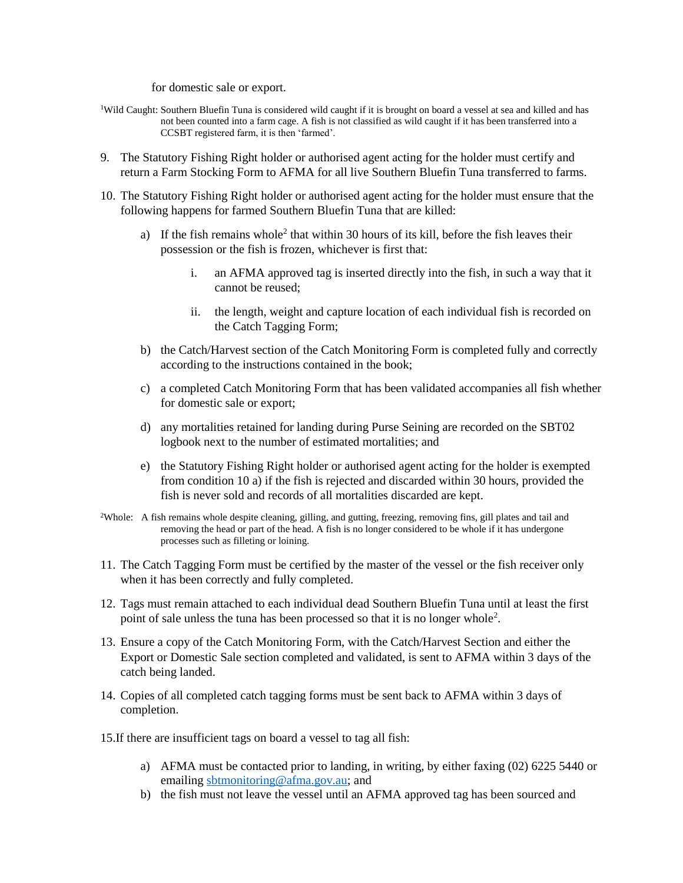for domestic sale or export.

[1]Wild Caught: Southern Bluefin Tuna is considered wild caught if it is brought on board a vessel at sea and killed and has not been counted into a farm cage. A fish is not classified as wild caught if it has been transferred into a CCSBT registered farm, it is then 'farmed'.

9. The Statutory Fishing Right holder or authorised agent acting for the holder must certify and return a Farm Stocking Form to AFMA for all live Southern Bluefin Tuna transferred to farms.

10. The Statutory Fishing Right holder or authorised agent acting for the holder must ensure that the following happens for farmed Southern Bluefin Tuna that are killed:

    a) If the fish remains whole[2] that within 30 hours of its kill, before the fish leaves their possession or the fish is frozen, whichever is first that:

        i. an AFMA approved tag is inserted directly into the fish, in such a way that it cannot be reused;

        ii. the length, weight and capture location of each individual fish is recorded on the Catch Tagging Form;

    b) the Catch/Harvest section of the Catch Monitoring Form is completed fully and correctly according to the instructions contained in the book;

    c) a completed Catch Monitoring Form that has been validated accompanies all fish whether for domestic sale or export;

    d) any mortalities retained for landing during Purse Seining are recorded on the SBT02 logbook next to the number of estimated mortalities; and

    e) the Statutory Fishing Right holder or authorised agent acting for the holder is exempted from condition 10 a) if the fish is rejected and discarded within 30 hours, provided the fish is never sold and records of all mortalities discarded are kept.

[2]Whole: A fish remains whole despite cleaning, gilling, and gutting, freezing, removing fins, gill plates and tail and removing the head or part of the head. A fish is no longer considered to be whole if it has undergone processes such as filleting or loining.

11. The Catch Tagging Form must be certified by the master of the vessel or the fish receiver only when it has been correctly and fully completed.

12. Tags must remain attached to each individual dead Southern Bluefin Tuna until at least the first point of sale unless the tuna has been processed so that it is no longer whole[2].

13. Ensure a copy of the Catch Monitoring Form, with the Catch/Harvest Section and either the Export or Domestic Sale section completed and validated, is sent to AFMA within 3 days of the catch being landed.

14. Copies of all completed catch tagging forms must be sent back to AFMA within 3 days of completion.

15. If there are insufficient tags on board a vessel to tag all fish:

    a) AFMA must be contacted prior to landing, in writing, by either faxing (02) 6225 5440 or emailing [sbtmonitoring@afma.gov.au](mailto:sbtmonitoring@afma.gov.au); and

    b) the fish must not leave the vessel until an AFMA approved tag has been sourced and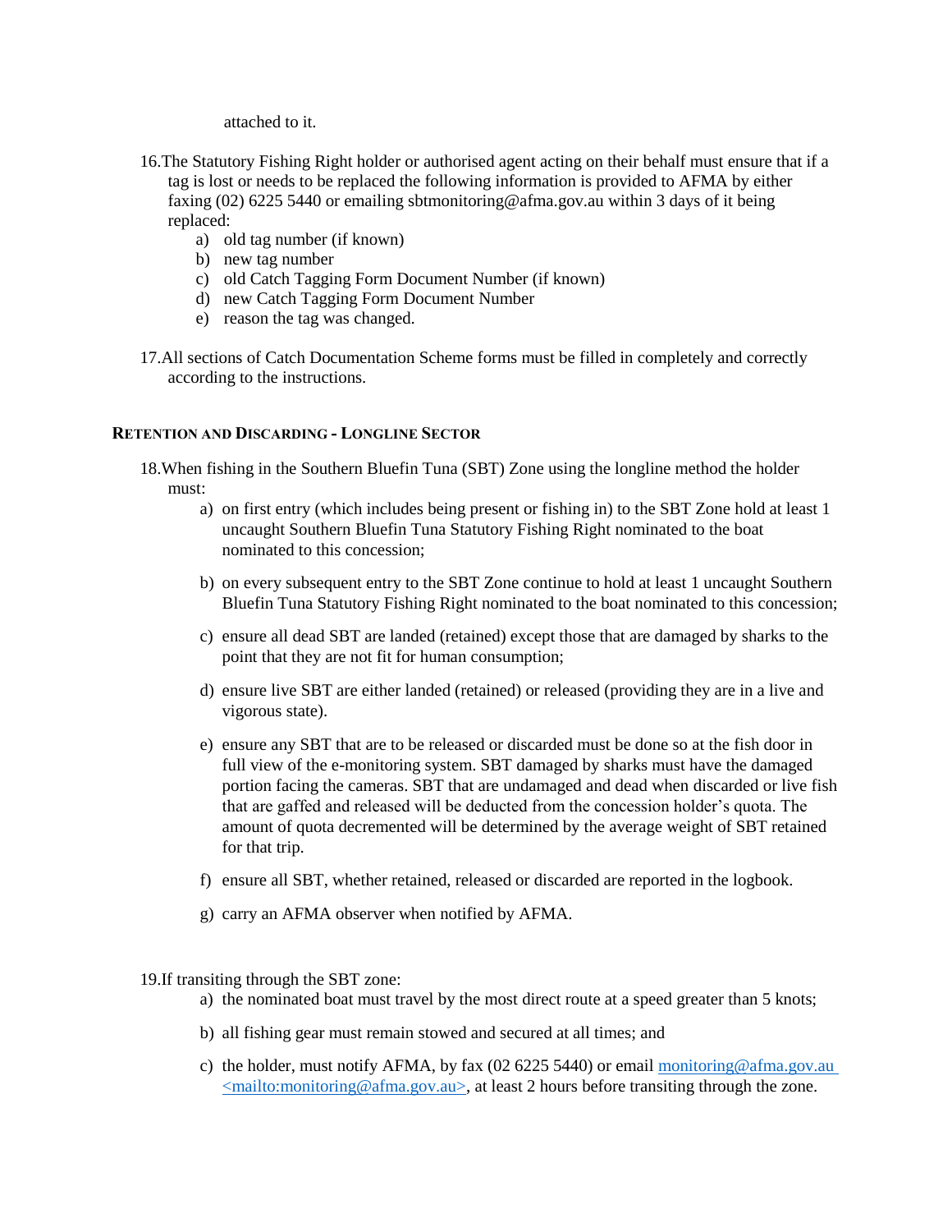attached to it.

16. The Statutory Fishing Right holder or authorised agent acting on their behalf must ensure that if a tag is lost or needs to be replaced the following information is provided to AFMA by either faxing (02) 6225 5440 or emailing sbtmonitoring@afma.gov.au within 3 days of it being replaced:
    a) old tag number (if known)
    b) new tag number
    c) old Catch Tagging Form Document Number (if known)
    d) new Catch Tagging Form Document Number
    e) reason the tag was changed.

17. All sections of Catch Documentation Scheme forms must be filled in completely and correctly according to the instructions.

#### RETENTION AND DISCARDING - LONGLINE SECTOR

18. When fishing in the Southern Bluefin Tuna (SBT) Zone using the longline method the holder must:
    a) on first entry (which includes being present or fishing in) to the SBT Zone hold at least 1 uncaught Southern Bluefin Tuna Statutory Fishing Right nominated to the boat nominated to this concession;
    b) on every subsequent entry to the SBT Zone continue to hold at least 1 uncaught Southern Bluefin Tuna Statutory Fishing Right nominated to the boat nominated to this concession;
    c) ensure all dead SBT are landed (retained) except those that are damaged by sharks to the point that they are not fit for human consumption;
    d) ensure live SBT are either landed (retained) or released (providing they are in a live and vigorous state).
    e) ensure any SBT that are to be released or discarded must be done so at the fish door in full view of the e-monitoring system. SBT damaged by sharks must have the damaged portion facing the cameras. SBT that are undamaged and dead when discarded or live fish that are gaffed and released will be deducted from the concession holder's quota. The amount of quota decremented will be determined by the average weight of SBT retained for that trip.
    f) ensure all SBT, whether retained, released or discarded are reported in the logbook.
    g) carry an AFMA observer when notified by AFMA.

19. If transiting through the SBT zone:
    a) the nominated boat must travel by the most direct route at a speed greater than 5 knots;
    b) all fishing gear must remain stowed and secured at all times; and
    c) the holder, must notify AFMA, by fax (02 6225 5440) or email [monitoring@afma.gov.au <mailto:monitoring@afma.gov.au>](mailto:monitoring@afma.gov.au), at least 2 hours before transiting through the zone.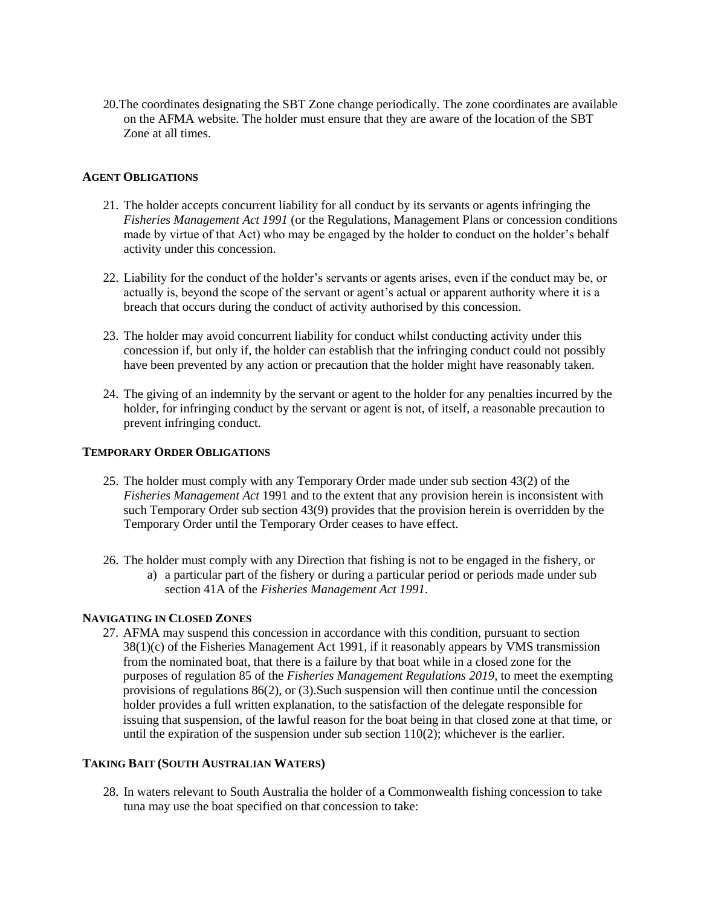20. The coordinates designating the SBT Zone change periodically. The zone coordinates are available on the AFMA website. The holder must ensure that they are aware of the location of the SBT Zone at all times.

### AGENT OBLIGATIONS

21. The holder accepts concurrent liability for all conduct by its servants or agents infringing the *Fisheries Management Act 1991* (or the Regulations, Management Plans or concession conditions made by virtue of that Act) who may be engaged by the holder to conduct on the holder's behalf activity under this concession.

22. Liability for the conduct of the holder's servants or agents arises, even if the conduct may be, or actually is, beyond the scope of the servant or agent's actual or apparent authority where it is a breach that occurs during the conduct of activity authorised by this concession.

23. The holder may avoid concurrent liability for conduct whilst conducting activity under this concession if, but only if, the holder can establish that the infringing conduct could not possibly have been prevented by any action or precaution that the holder might have reasonably taken.

24. The giving of an indemnity by the servant or agent to the holder for any penalties incurred by the holder, for infringing conduct by the servant or agent is not, of itself, a reasonable precaution to prevent infringing conduct.

### TEMPORARY ORDER OBLIGATIONS

25. The holder must comply with any Temporary Order made under sub section 43(2) of the *Fisheries Management Act* 1991 and to the extent that any provision herein is inconsistent with such Temporary Order sub section 43(9) provides that the provision herein is overridden by the Temporary Order until the Temporary Order ceases to have effect.

26. The holder must comply with any Direction that fishing is not to be engaged in the fishery, or
    a) a particular part of the fishery or during a particular period or periods made under sub section 41A of the *Fisheries Management Act 1991*.

### NAVIGATING IN CLOSED ZONES

27. AFMA may suspend this concession in accordance with this condition, pursuant to section 38(1)(c) of the Fisheries Management Act 1991, if it reasonably appears by VMS transmission from the nominated boat, that there is a failure by that boat while in a closed zone for the purposes of regulation 85 of the *Fisheries Management Regulations 2019*, to meet the exempting provisions of regulations 86(2), or (3).Such suspension will then continue until the concession holder provides a full written explanation, to the satisfaction of the delegate responsible for issuing that suspension, of the lawful reason for the boat being in that closed zone at that time, or until the expiration of the suspension under sub section 110(2); whichever is the earlier.

### TAKING BAIT (SOUTH AUSTRALIAN WATERS)

28. In waters relevant to South Australia the holder of a Commonwealth fishing concession to take tuna may use the boat specified on that concession to take: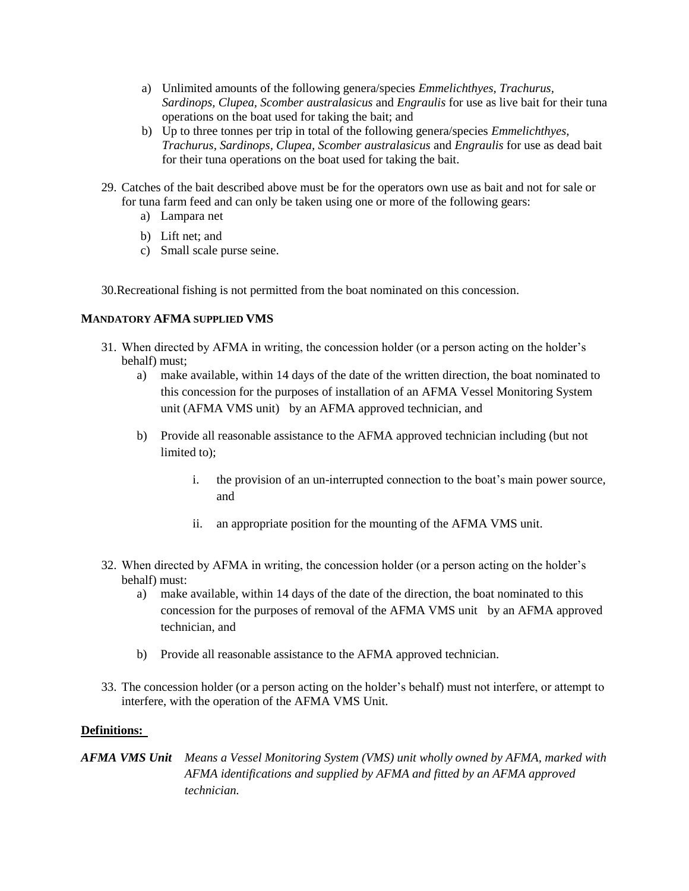a) Unlimited amounts of the following genera/species *Emmelichthyes, Trachurus, Sardinops, Clupea, Scomber australasicus* and *Engraulis* for use as live bait for their tuna operations on the boat used for taking the bait; and
b) Up to three tonnes per trip in total of the following genera/species *Emmelichthyes, Trachurus, Sardinops, Clupea, Scomber australasicus* and *Engraulis* for use as dead bait for their tuna operations on the boat used for taking the bait.

29. Catches of the bait described above must be for the operators own use as bait and not for sale or for tuna farm feed and can only be taken using one or more of the following gears:
    a) Lampara net
    b) Lift net; and
    c) Small scale purse seine.

30.Recreational fishing is not permitted from the boat nominated on this concession.

**MANDATORY AFMA SUPPLIED VMS**

31. When directed by AFMA in writing, the concession holder (or a person acting on the holder's behalf) must;
    a) make available, within 14 days of the date of the written direction, the boat nominated to this concession for the purposes of installation of an AFMA Vessel Monitoring System unit (AFMA VMS unit) by an AFMA approved technician, and
    b) Provide all reasonable assistance to the AFMA approved technician including (but not limited to);
        i. the provision of an un-interrupted connection to the boat's main power source, and
        ii. an appropriate position for the mounting of the AFMA VMS unit.

32. When directed by AFMA in writing, the concession holder (or a person acting on the holder's behalf) must:
    a) make available, within 14 days of the date of the direction, the boat nominated to this concession for the purposes of removal of the AFMA VMS unit by an AFMA approved technician, and
    b) Provide all reasonable assistance to the AFMA approved technician.

33. The concession holder (or a person acting on the holder's behalf) must not interfere, or attempt to interfere, with the operation of the AFMA VMS Unit.

**Definitions:**

***AFMA VMS Unit*** *Means a Vessel Monitoring System (VMS) unit wholly owned by AFMA, marked with AFMA identifications and supplied by AFMA and fitted by an AFMA approved technician.*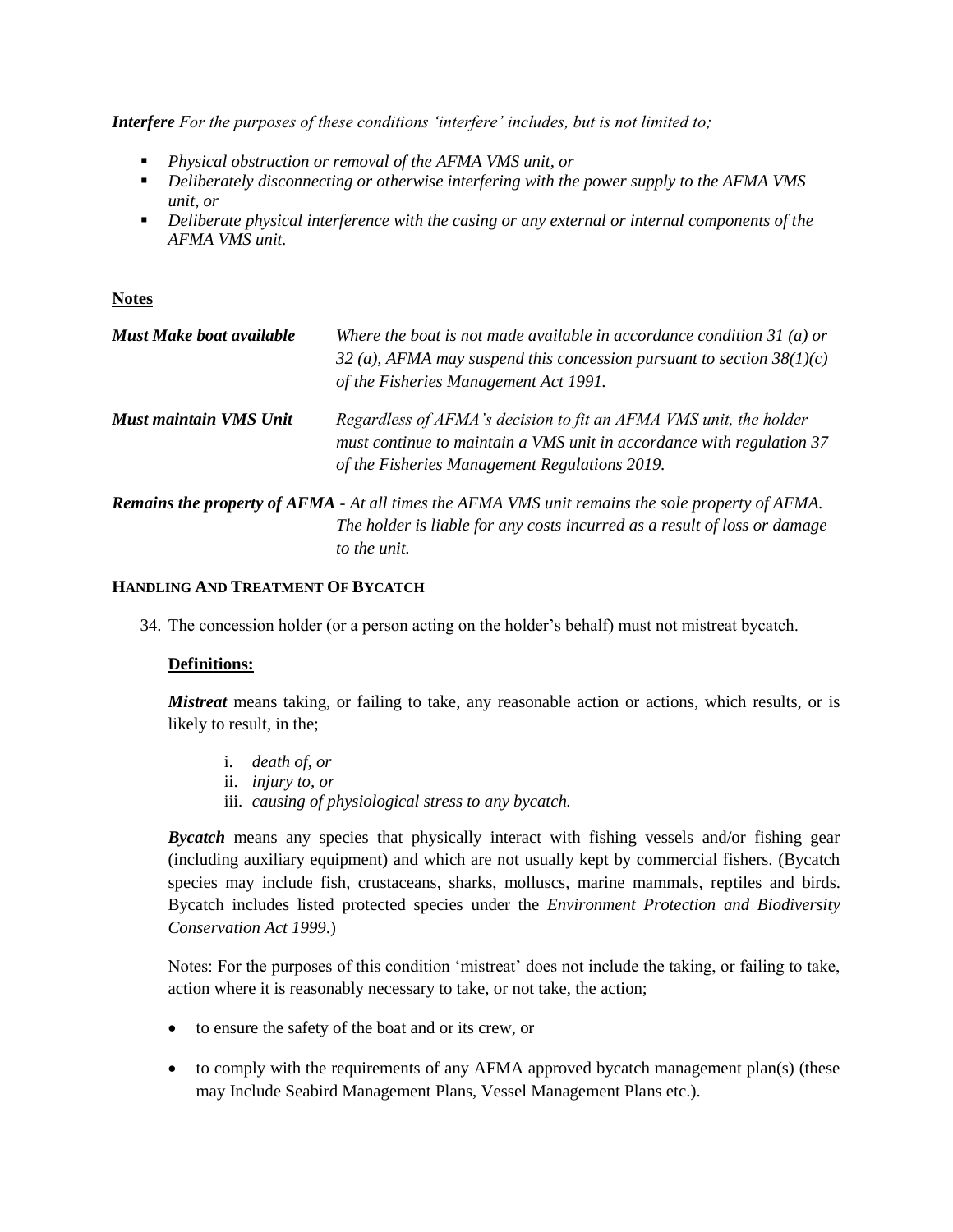***Interfere*** *For the purposes of these conditions 'interfere' includes, but is not limited to;*

- *Physical obstruction or removal of the AFMA VMS unit, or*
- *Deliberately disconnecting or otherwise interfering with the power supply to the AFMA VMS unit, or*
- *Deliberate physical interference with the casing or any external or internal components of the AFMA VMS unit.*

**Notes**

***Must Make boat available*** *Where the boat is not made available in accordance condition 31 (a) or 32 (a), AFMA may suspend this concession pursuant to section 38(1)(c) of the Fisheries Management Act 1991.*

***Must maintain VMS Unit*** *Regardless of AFMA's decision to fit an AFMA VMS unit, the holder must continue to maintain a VMS unit in accordance with regulation 37 of the Fisheries Management Regulations 2019.*

***Remains the property of AFMA*** *- At all times the AFMA VMS unit remains the sole property of AFMA. The holder is liable for any costs incurred as a result of loss or damage to the unit.*

**HANDLING AND TREATMENT OF BYCATCH**

34. The concession holder (or a person acting on the holder's behalf) must not mistreat bycatch.

**Definitions:**

***Mistreat*** means taking, or failing to take, any reasonable action or actions, which results, or is likely to result, in the;

i. *death of, or*
ii. *injury to, or*
iii. *causing of physiological stress to any bycatch.*

***Bycatch*** means any species that physically interact with fishing vessels and/or fishing gear (including auxiliary equipment) and which are not usually kept by commercial fishers. (Bycatch species may include fish, crustaceans, sharks, molluscs, marine mammals, reptiles and birds. Bycatch includes listed protected species under the *Environment Protection and Biodiversity Conservation Act 1999*.)

Notes: For the purposes of this condition 'mistreat' does not include the taking, or failing to take, action where it is reasonably necessary to take, or not take, the action;

- to ensure the safety of the boat and or its crew, or
- to comply with the requirements of any AFMA approved bycatch management plan(s) (these may Include Seabird Management Plans, Vessel Management Plans etc.).